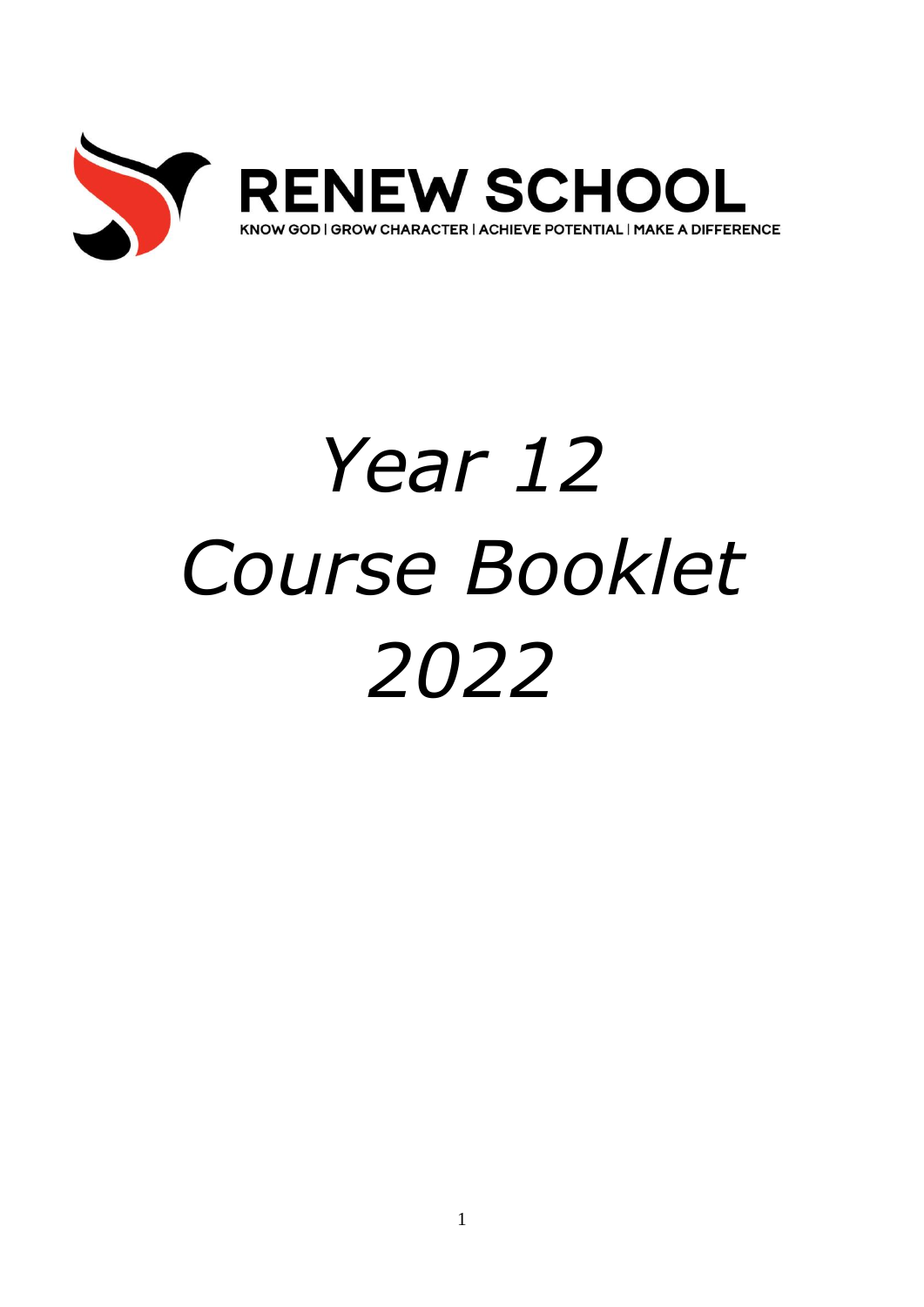# RENEW SCHOOL

KNOW GOD | GROW CHARACTER | ACHIEVE POTENTIAL | MAKE A DIFFERENCE

# *Year 12 Course Booklet 2022*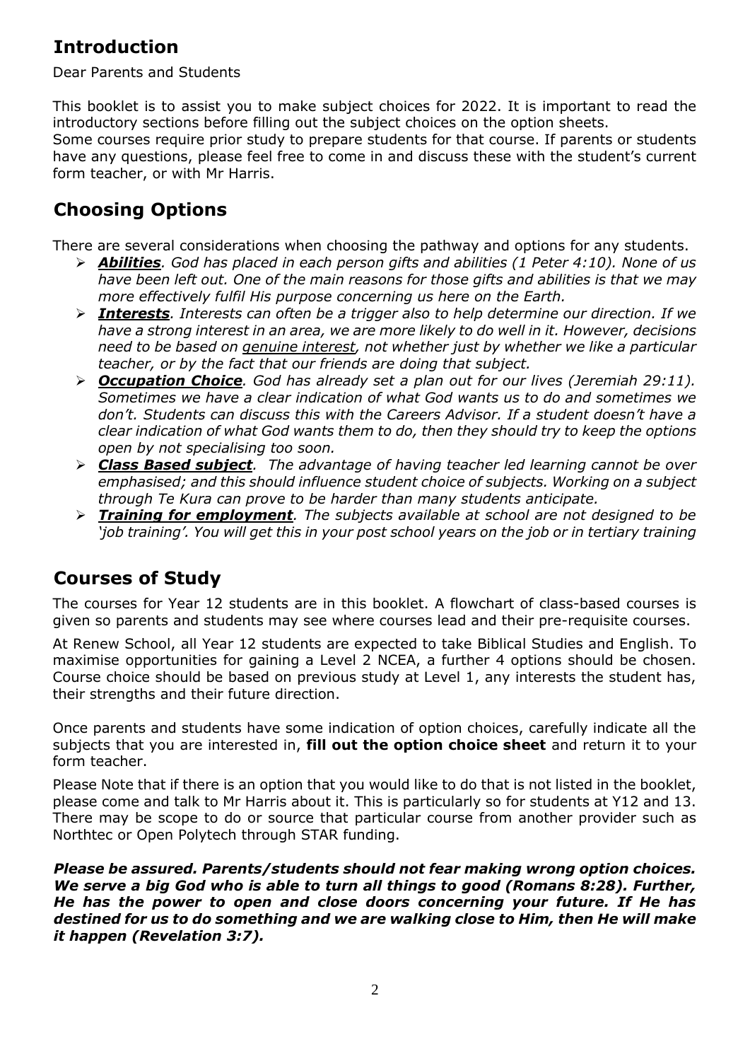## Introduction

Dear Parents and Students

This booklet is to assist you to make subject choices for 2022. It is important to read the introductory sections before filling out the subject choices on the option sheets.
Some courses require prior study to prepare students for that course. If parents or students have any questions, please feel free to come in and discuss these with the student's current form teacher, or with Mr Harris.

## Choosing Options

There are several considerations when choosing the pathway and options for any students.

- ***Abilities***. *God has placed in each person gifts and abilities (1 Peter 4:10). None of us have been left out. One of the main reasons for those gifts and abilities is that we may more effectively fulfil His purpose concerning us here on the Earth.*
- ***Interests***. *Interests can often be a trigger also to help determine our direction. If we have a strong interest in an area, we are more likely to do well in it. However, decisions need to be based on genuine interest, not whether just by whether we like a particular teacher, or by the fact that our friends are doing that subject.*
- ***Occupation Choice***. *God has already set a plan out for our lives (Jeremiah 29:11). Sometimes we have a clear indication of what God wants us to do and sometimes we don't. Students can discuss this with the Careers Advisor. If a student doesn't have a clear indication of what God wants them to do, then they should try to keep the options open by not specialising too soon.*
- ***Class Based subject***. *The advantage of having teacher led learning cannot be over emphasised; and this should influence student choice of subjects. Working on a subject through Te Kura can prove to be harder than many students anticipate.*
- ***Training for employment***. *The subjects available at school are not designed to be 'job training'. You will get this in your post school years on the job or in tertiary training*

## Courses of Study

The courses for Year 12 students are in this booklet. A flowchart of class-based courses is given so parents and students may see where courses lead and their pre-requisite courses.

At Renew School, all Year 12 students are expected to take Biblical Studies and English. To maximise opportunities for gaining a Level 2 NCEA, a further 4 options should be chosen. Course choice should be based on previous study at Level 1, any interests the student has, their strengths and their future direction.

Once parents and students have some indication of option choices, carefully indicate all the subjects that you are interested in, **fill out the option choice sheet** and return it to your form teacher.

Please Note that if there is an option that you would like to do that is not listed in the booklet, please come and talk to Mr Harris about it. This is particularly so for students at Y12 and 13. There may be scope to do or source that particular course from another provider such as Northtec or Open Polytech through STAR funding.

***Please be assured. Parents/students should not fear making wrong option choices. We serve a big God who is able to turn all things to good (Romans 8:28). Further, He has the power to open and close doors concerning your future. If He has destined for us to do something and we are walking close to Him, then He will make it happen (Revelation 3:7).***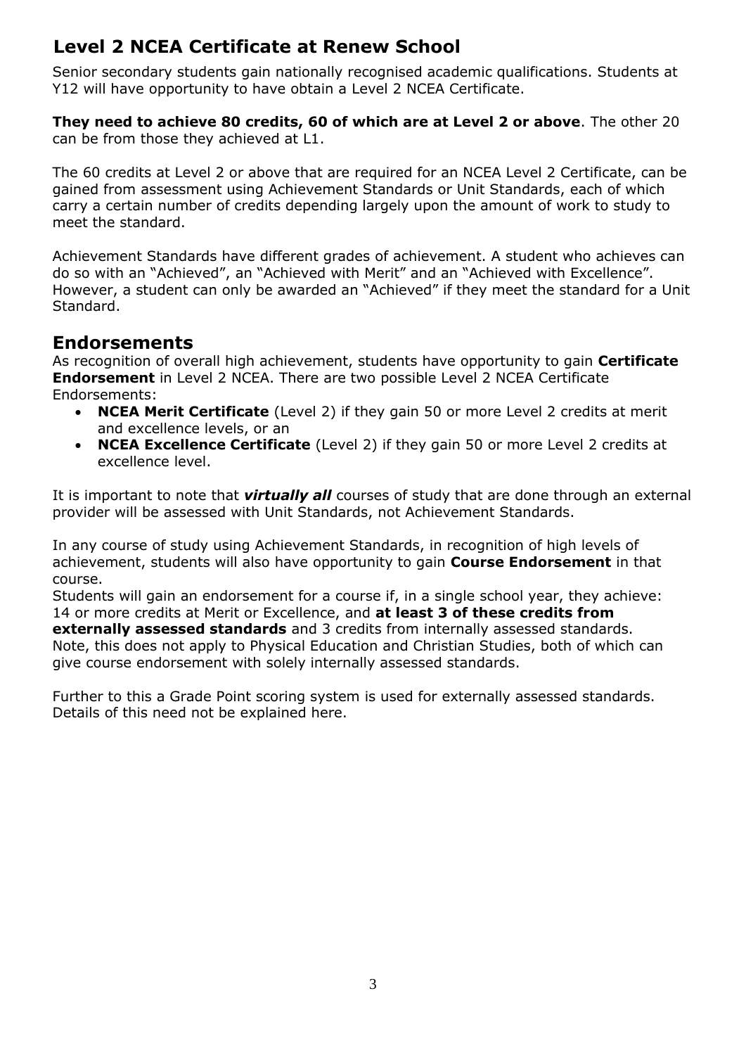## Level 2 NCEA Certificate at Renew School

Senior secondary students gain nationally recognised academic qualifications. Students at Y12 will have opportunity to have obtain a Level 2 NCEA Certificate.

**They need to achieve 80 credits, 60 of which are at Level 2 or above**. The other 20 can be from those they achieved at L1.

The 60 credits at Level 2 or above that are required for an NCEA Level 2 Certificate, can be gained from assessment using Achievement Standards or Unit Standards, each of which carry a certain number of credits depending largely upon the amount of work to study to meet the standard.

Achievement Standards have different grades of achievement. A student who achieves can do so with an "Achieved", an "Achieved with Merit" and an "Achieved with Excellence". However, a student can only be awarded an "Achieved" if they meet the standard for a Unit Standard.

## Endorsements

As recognition of overall high achievement, students have opportunity to gain **Certificate Endorsement** in Level 2 NCEA. There are two possible Level 2 NCEA Certificate Endorsements:

- **NCEA Merit Certificate** (Level 2) if they gain 50 or more Level 2 credits at merit and excellence levels, or an
- **NCEA Excellence Certificate** (Level 2) if they gain 50 or more Level 2 credits at excellence level.

It is important to note that ***virtually all*** courses of study that are done through an external provider will be assessed with Unit Standards, not Achievement Standards.

In any course of study using Achievement Standards, in recognition of high levels of achievement, students will also have opportunity to gain **Course Endorsement** in that course.

Students will gain an endorsement for a course if, in a single school year, they achieve: 14 or more credits at Merit or Excellence, and **at least 3 of these credits from externally assessed standards** and 3 credits from internally assessed standards. Note, this does not apply to Physical Education and Christian Studies, both of which can give course endorsement with solely internally assessed standards.

Further to this a Grade Point scoring system is used for externally assessed standards. Details of this need not be explained here.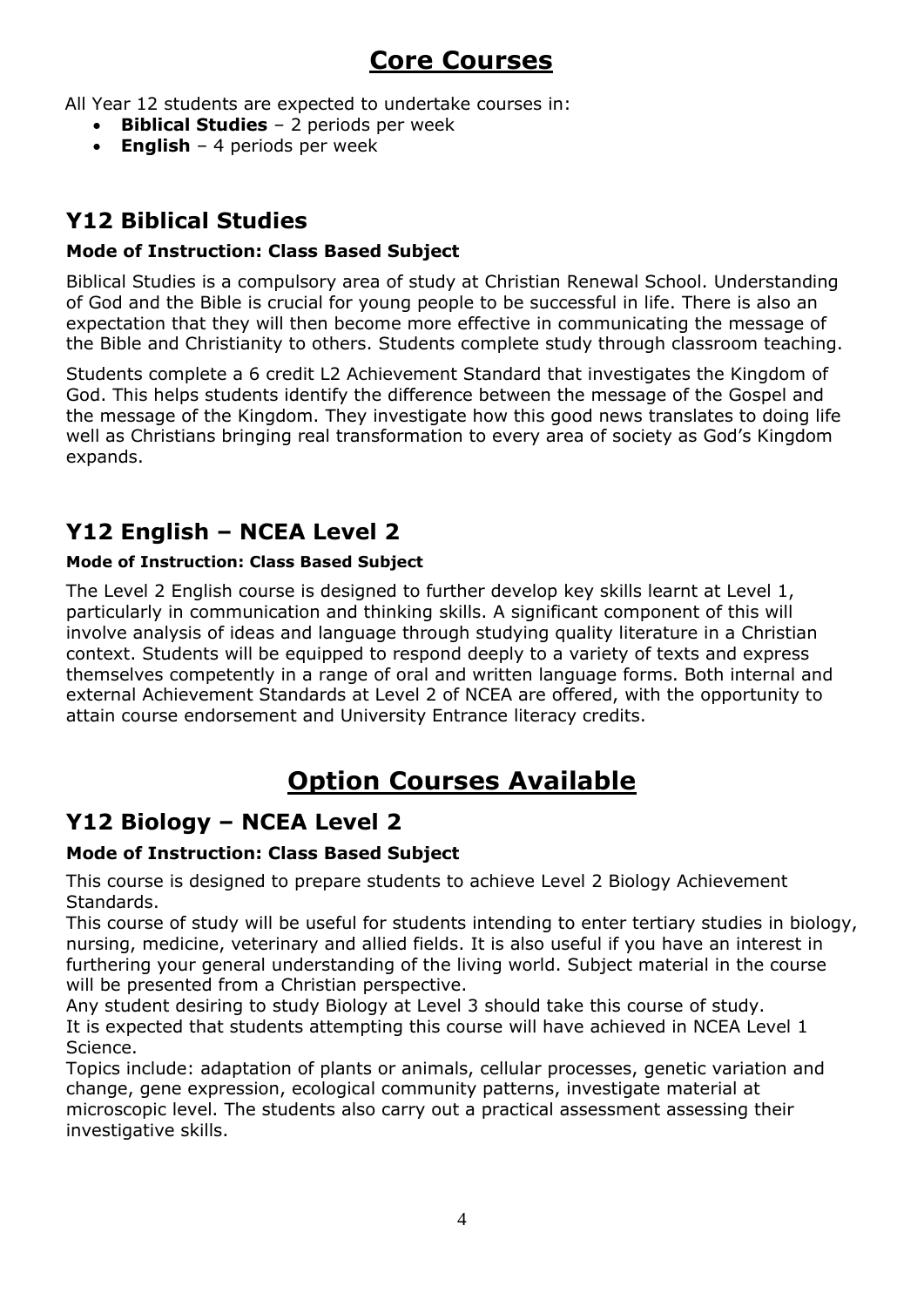# Core Courses

All Year 12 students are expected to undertake courses in:

- **Biblical Studies** – 2 periods per week
- **English** – 4 periods per week

## Y12 Biblical Studies

**Mode of Instruction: Class Based Subject**

Biblical Studies is a compulsory area of study at Christian Renewal School. Understanding of God and the Bible is crucial for young people to be successful in life. There is also an expectation that they will then become more effective in communicating the message of the Bible and Christianity to others. Students complete study through classroom teaching.

Students complete a 6 credit L2 Achievement Standard that investigates the Kingdom of God. This helps students identify the difference between the message of the Gospel and the message of the Kingdom. They investigate how this good news translates to doing life well as Christians bringing real transformation to every area of society as God's Kingdom expands.

## Y12 English – NCEA Level 2

**Mode of Instruction: Class Based Subject**

The Level 2 English course is designed to further develop key skills learnt at Level 1, particularly in communication and thinking skills. A significant component of this will involve analysis of ideas and language through studying quality literature in a Christian context. Students will be equipped to respond deeply to a variety of texts and express themselves competently in a range of oral and written language forms. Both internal and external Achievement Standards at Level 2 of NCEA are offered, with the opportunity to attain course endorsement and University Entrance literacy credits.

# Option Courses Available

## Y12 Biology – NCEA Level 2

**Mode of Instruction: Class Based Subject**

This course is designed to prepare students to achieve Level 2 Biology Achievement Standards.

This course of study will be useful for students intending to enter tertiary studies in biology, nursing, medicine, veterinary and allied fields. It is also useful if you have an interest in furthering your general understanding of the living world. Subject material in the course will be presented from a Christian perspective.

Any student desiring to study Biology at Level 3 should take this course of study.

It is expected that students attempting this course will have achieved in NCEA Level 1 Science.

Topics include: adaptation of plants or animals, cellular processes, genetic variation and change, gene expression, ecological community patterns, investigate material at microscopic level. The students also carry out a practical assessment assessing their investigative skills.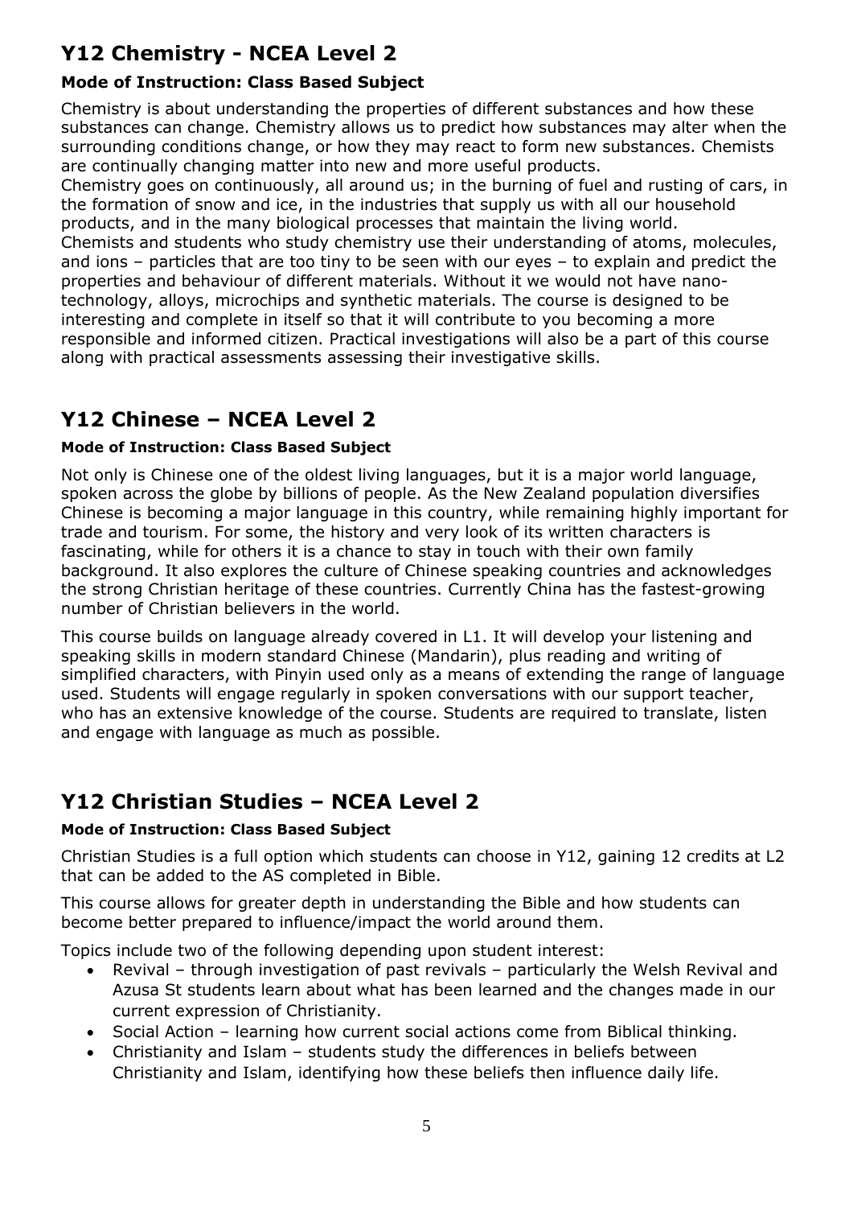## Y12 Chemistry - NCEA Level 2

**Mode of Instruction: Class Based Subject**

Chemistry is about understanding the properties of different substances and how these substances can change. Chemistry allows us to predict how substances may alter when the surrounding conditions change, or how they may react to form new substances. Chemists are continually changing matter into new and more useful products.
Chemistry goes on continuously, all around us; in the burning of fuel and rusting of cars, in the formation of snow and ice, in the industries that supply us with all our household products, and in the many biological processes that maintain the living world.
Chemists and students who study chemistry use their understanding of atoms, molecules, and ions – particles that are too tiny to be seen with our eyes – to explain and predict the properties and behaviour of different materials. Without it we would not have nano-technology, alloys, microchips and synthetic materials. The course is designed to be interesting and complete in itself so that it will contribute to you becoming a more responsible and informed citizen. Practical investigations will also be a part of this course along with practical assessments assessing their investigative skills.

## Y12 Chinese – NCEA Level 2

**Mode of Instruction: Class Based Subject**

Not only is Chinese one of the oldest living languages, but it is a major world language, spoken across the globe by billions of people. As the New Zealand population diversifies Chinese is becoming a major language in this country, while remaining highly important for trade and tourism. For some, the history and very look of its written characters is fascinating, while for others it is a chance to stay in touch with their own family background. It also explores the culture of Chinese speaking countries and acknowledges the strong Christian heritage of these countries. Currently China has the fastest-growing number of Christian believers in the world.

This course builds on language already covered in L1. It will develop your listening and speaking skills in modern standard Chinese (Mandarin), plus reading and writing of simplified characters, with Pinyin used only as a means of extending the range of language used. Students will engage regularly in spoken conversations with our support teacher, who has an extensive knowledge of the course. Students are required to translate, listen and engage with language as much as possible.

## Y12 Christian Studies – NCEA Level 2

**Mode of Instruction: Class Based Subject**

Christian Studies is a full option which students can choose in Y12, gaining 12 credits at L2 that can be added to the AS completed in Bible.

This course allows for greater depth in understanding the Bible and how students can become better prepared to influence/impact the world around them.

Topics include two of the following depending upon student interest:

- Revival – through investigation of past revivals – particularly the Welsh Revival and Azusa St students learn about what has been learned and the changes made in our current expression of Christianity.
- Social Action – learning how current social actions come from Biblical thinking.
- Christianity and Islam – students study the differences in beliefs between Christianity and Islam, identifying how these beliefs then influence daily life.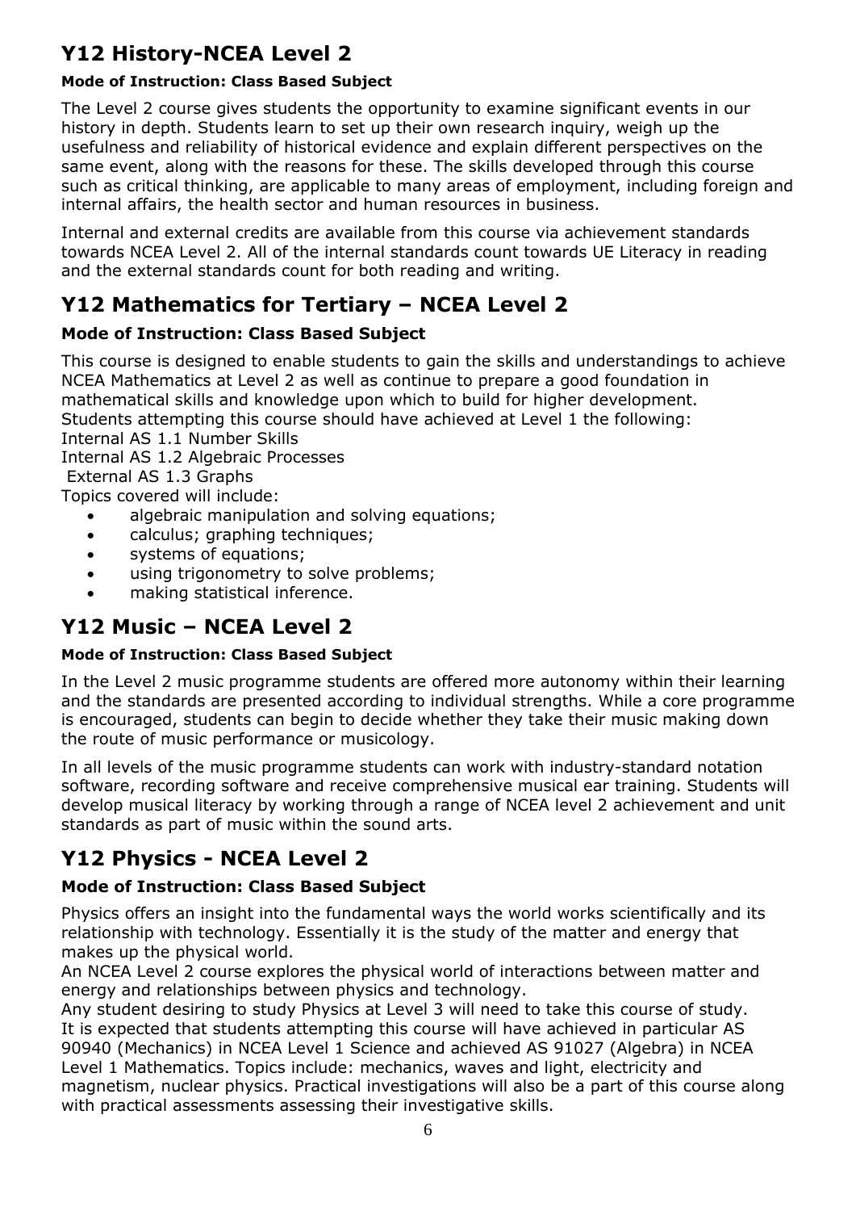## Y12 History-NCEA Level 2

**Mode of Instruction: Class Based Subject**

The Level 2 course gives students the opportunity to examine significant events in our history in depth. Students learn to set up their own research inquiry, weigh up the usefulness and reliability of historical evidence and explain different perspectives on the same event, along with the reasons for these. The skills developed through this course such as critical thinking, are applicable to many areas of employment, including foreign and internal affairs, the health sector and human resources in business.

Internal and external credits are available from this course via achievement standards towards NCEA Level 2. All of the internal standards count towards UE Literacy in reading and the external standards count for both reading and writing.

## Y12 Mathematics for Tertiary – NCEA Level 2

**Mode of Instruction: Class Based Subject**

This course is designed to enable students to gain the skills and understandings to achieve NCEA Mathematics at Level 2 as well as continue to prepare a good foundation in mathematical skills and knowledge upon which to build for higher development.
Students attempting this course should have achieved at Level 1 the following:
Internal AS 1.1 Number Skills
Internal AS 1.2 Algebraic Processes
External AS 1.3 Graphs
Topics covered will include:

- algebraic manipulation and solving equations;
- calculus; graphing techniques;
- systems of equations;
- using trigonometry to solve problems;
- making statistical inference.

## Y12 Music – NCEA Level 2

**Mode of Instruction: Class Based Subject**

In the Level 2 music programme students are offered more autonomy within their learning and the standards are presented according to individual strengths. While a core programme is encouraged, students can begin to decide whether they take their music making down the route of music performance or musicology.

In all levels of the music programme students can work with industry-standard notation software, recording software and receive comprehensive musical ear training. Students will develop musical literacy by working through a range of NCEA level 2 achievement and unit standards as part of music within the sound arts.

## Y12 Physics - NCEA Level 2

**Mode of Instruction: Class Based Subject**

Physics offers an insight into the fundamental ways the world works scientifically and its relationship with technology. Essentially it is the study of the matter and energy that makes up the physical world.
An NCEA Level 2 course explores the physical world of interactions between matter and energy and relationships between physics and technology.
Any student desiring to study Physics at Level 3 will need to take this course of study.
It is expected that students attempting this course will have achieved in particular AS 90940 (Mechanics) in NCEA Level 1 Science and achieved AS 91027 (Algebra) in NCEA Level 1 Mathematics. Topics include: mechanics, waves and light, electricity and magnetism, nuclear physics. Practical investigations will also be a part of this course along with practical assessments assessing their investigative skills.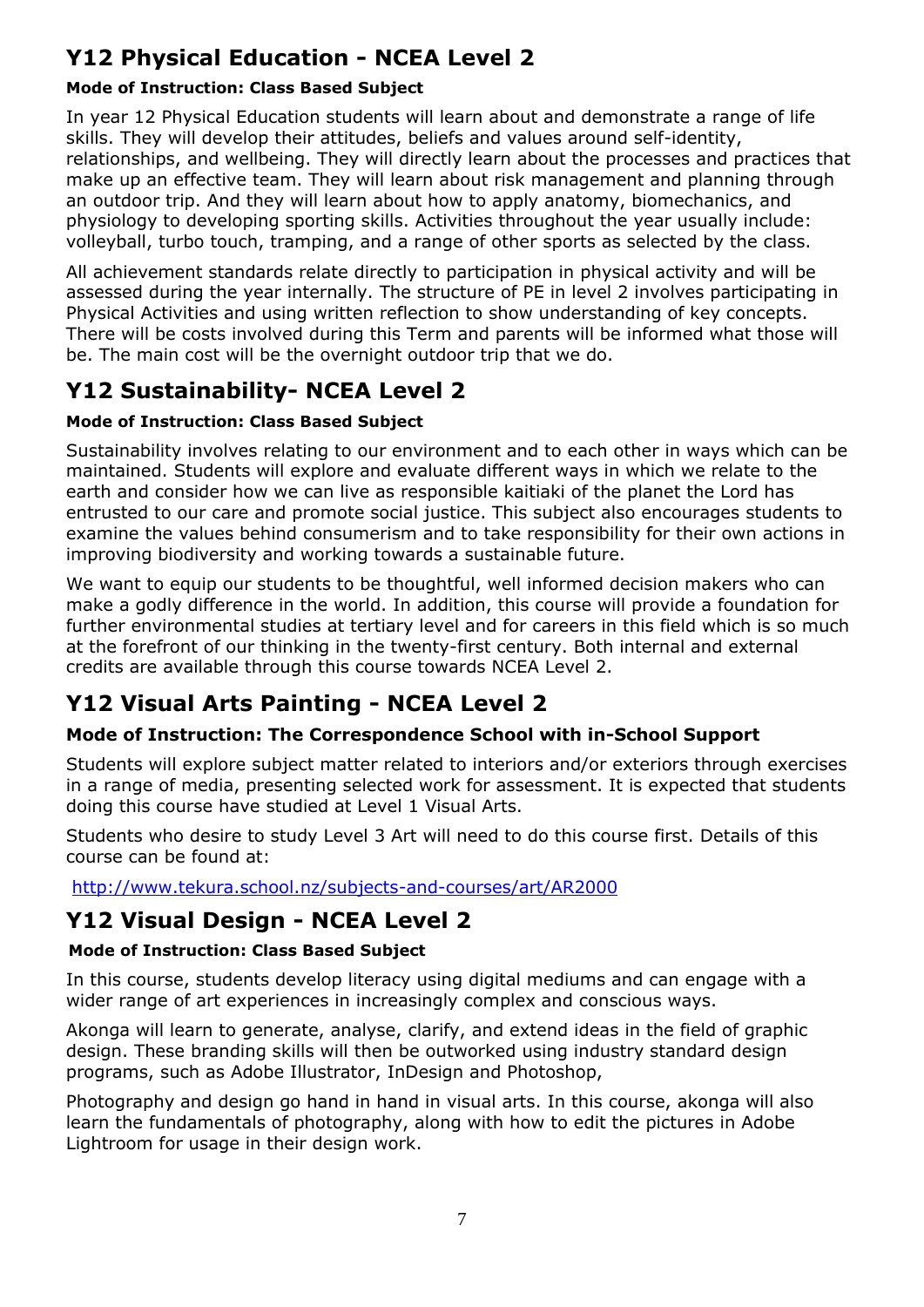## Y12 Physical Education - NCEA Level 2

**Mode of Instruction: Class Based Subject**

In year 12 Physical Education students will learn about and demonstrate a range of life skills. They will develop their attitudes, beliefs and values around self-identity, relationships, and wellbeing. They will directly learn about the processes and practices that make up an effective team. They will learn about risk management and planning through an outdoor trip. And they will learn about how to apply anatomy, biomechanics, and physiology to developing sporting skills. Activities throughout the year usually include: volleyball, turbo touch, tramping, and a range of other sports as selected by the class.

All achievement standards relate directly to participation in physical activity and will be assessed during the year internally. The structure of PE in level 2 involves participating in Physical Activities and using written reflection to show understanding of key concepts. There will be costs involved during this Term and parents will be informed what those will be. The main cost will be the overnight outdoor trip that we do.

## Y12 Sustainability- NCEA Level 2

**Mode of Instruction: Class Based Subject**

Sustainability involves relating to our environment and to each other in ways which can be maintained. Students will explore and evaluate different ways in which we relate to the earth and consider how we can live as responsible kaitiaki of the planet the Lord has entrusted to our care and promote social justice. This subject also encourages students to examine the values behind consumerism and to take responsibility for their own actions in improving biodiversity and working towards a sustainable future.

We want to equip our students to be thoughtful, well informed decision makers who can make a godly difference in the world. In addition, this course will provide a foundation for further environmental studies at tertiary level and for careers in this field which is so much at the forefront of our thinking in the twenty-first century. Both internal and external credits are available through this course towards NCEA Level 2.

## Y12 Visual Arts Painting - NCEA Level 2

**Mode of Instruction: The Correspondence School with in-School Support**

Students will explore subject matter related to interiors and/or exteriors through exercises in a range of media, presenting selected work for assessment. It is expected that students doing this course have studied at Level 1 Visual Arts.

Students who desire to study Level 3 Art will need to do this course first. Details of this course can be found at:

http://www.tekura.school.nz/subjects-and-courses/art/AR2000

## Y12 Visual Design - NCEA Level 2

**Mode of Instruction: Class Based Subject**

In this course, students develop literacy using digital mediums and can engage with a wider range of art experiences in increasingly complex and conscious ways.

Akonga will learn to generate, analyse, clarify, and extend ideas in the field of graphic design. These branding skills will then be outworked using industry standard design programs, such as Adobe Illustrator, InDesign and Photoshop,

Photography and design go hand in hand in visual arts. In this course, akonga will also learn the fundamentals of photography, along with how to edit the pictures in Adobe Lightroom for usage in their design work.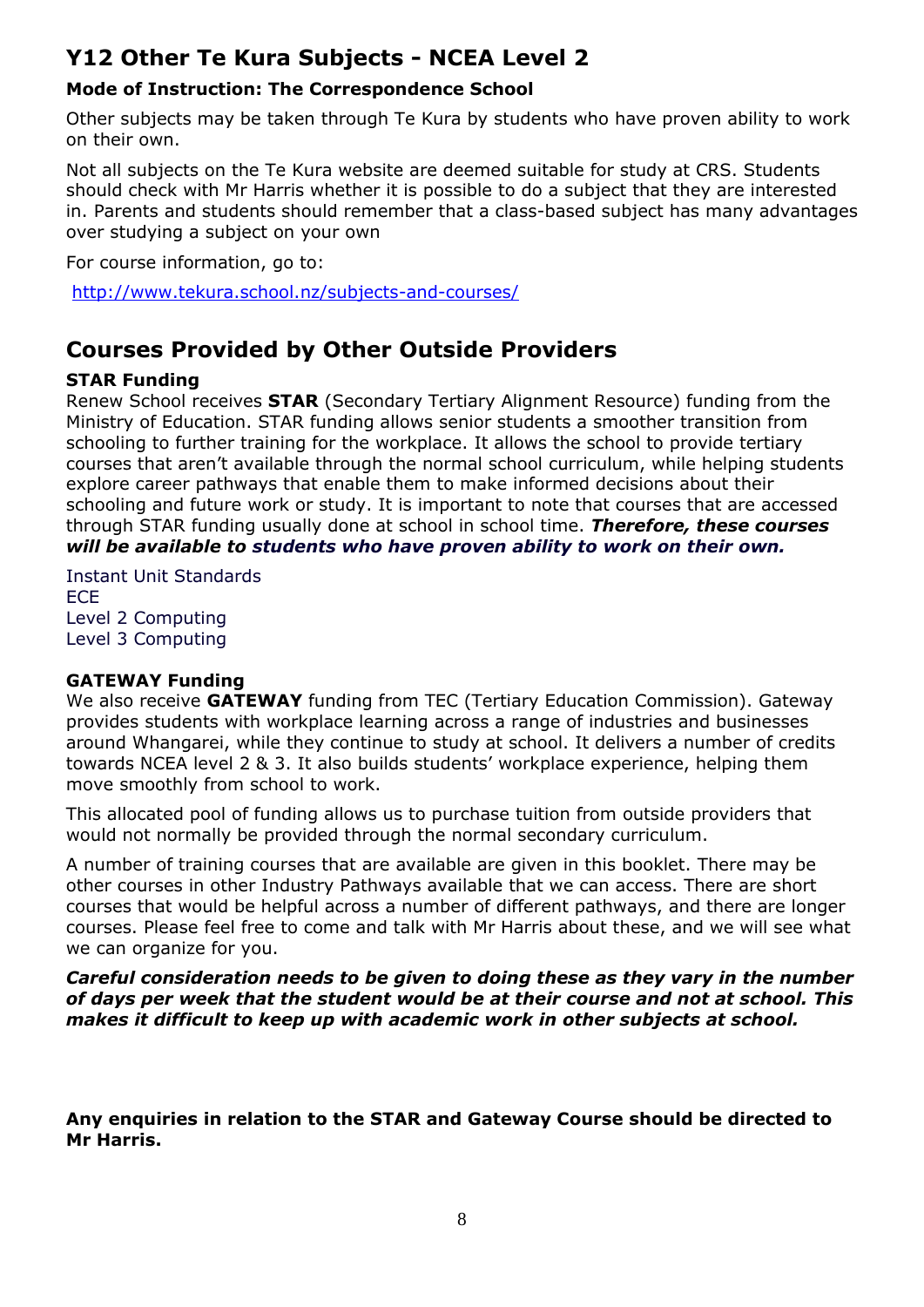# Y12 Other Te Kura Subjects - NCEA Level 2

### Mode of Instruction: The Correspondence School

Other subjects may be taken through Te Kura by students who have proven ability to work on their own.

Not all subjects on the Te Kura website are deemed suitable for study at CRS. Students should check with Mr Harris whether it is possible to do a subject that they are interested in. Parents and students should remember that a class-based subject has many advantages over studying a subject on your own

For course information, go to:

http://www.tekura.school.nz/subjects-and-courses/

# Courses Provided by Other Outside Providers

### STAR Funding

Renew School receives **STAR** (Secondary Tertiary Alignment Resource) funding from the Ministry of Education. STAR funding allows senior students a smoother transition from schooling to further training for the workplace. It allows the school to provide tertiary courses that aren't available through the normal school curriculum, while helping students explore career pathways that enable them to make informed decisions about their schooling and future work or study. It is important to note that courses that are accessed through STAR funding usually done at school in school time. ***Therefore, these courses will be available to students who have proven ability to work on their own.***

Instant Unit Standards
ECE
Level 2 Computing
Level 3 Computing

### GATEWAY Funding

We also receive **GATEWAY** funding from TEC (Tertiary Education Commission). Gateway provides students with workplace learning across a range of industries and businesses around Whangarei, while they continue to study at school. It delivers a number of credits towards NCEA level 2 & 3. It also builds students' workplace experience, helping them move smoothly from school to work.

This allocated pool of funding allows us to purchase tuition from outside providers that would not normally be provided through the normal secondary curriculum.

A number of training courses that are available are given in this booklet. There may be other courses in other Industry Pathways available that we can access. There are short courses that would be helpful across a number of different pathways, and there are longer courses. Please feel free to come and talk with Mr Harris about these, and we will see what we can organize for you.

***Careful consideration needs to be given to doing these as they vary in the number of days per week that the student would be at their course and not at school. This makes it difficult to keep up with academic work in other subjects at school.***

**Any enquiries in relation to the STAR and Gateway Course should be directed to Mr Harris.**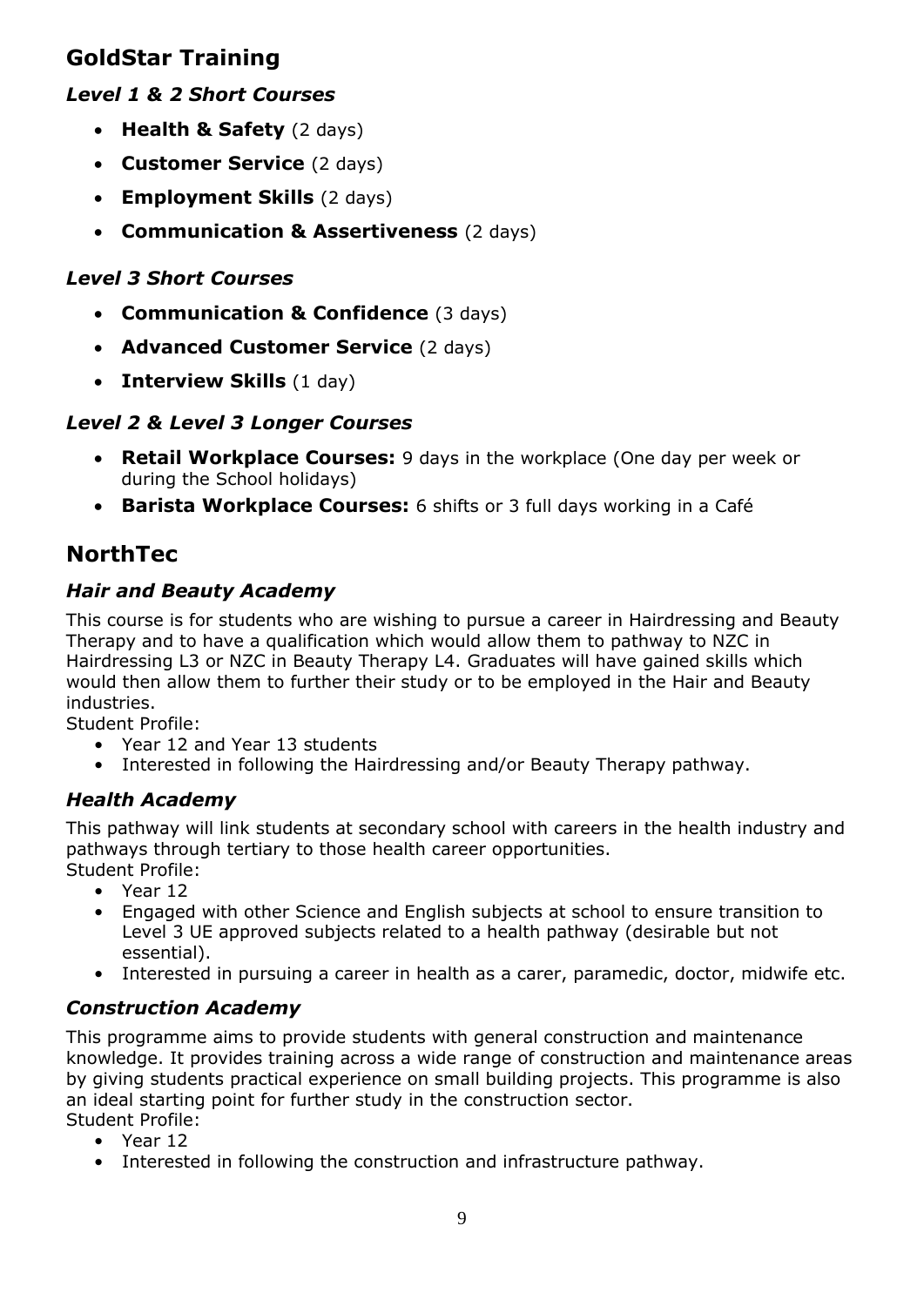## GoldStar Training

### *Level 1 & 2 Short Courses*

- **Health & Safety** (2 days)
- **Customer Service** (2 days)
- **Employment Skills** (2 days)
- **Communication & Assertiveness** (2 days)

### *Level 3 Short Courses*

- **Communication & Confidence** (3 days)
- **Advanced Customer Service** (2 days)
- **Interview Skills** (1 day)

### *Level 2 & Level 3 Longer Courses*

- **Retail Workplace Courses:** 9 days in the workplace (One day per week or during the School holidays)
- **Barista Workplace Courses:** 6 shifts or 3 full days working in a Café

## NorthTec

### *Hair and Beauty Academy*

This course is for students who are wishing to pursue a career in Hairdressing and Beauty Therapy and to have a qualification which would allow them to pathway to NZC in Hairdressing L3 or NZC in Beauty Therapy L4. Graduates will have gained skills which would then allow them to further their study or to be employed in the Hair and Beauty industries.

Student Profile:

- Year 12 and Year 13 students
- Interested in following the Hairdressing and/or Beauty Therapy pathway.

### *Health Academy*

This pathway will link students at secondary school with careers in the health industry and pathways through tertiary to those health career opportunities.

Student Profile:

- Year 12
- Engaged with other Science and English subjects at school to ensure transition to Level 3 UE approved subjects related to a health pathway (desirable but not essential).
- Interested in pursuing a career in health as a carer, paramedic, doctor, midwife etc.

### *Construction Academy*

This programme aims to provide students with general construction and maintenance knowledge. It provides training across a wide range of construction and maintenance areas by giving students practical experience on small building projects. This programme is also an ideal starting point for further study in the construction sector.

Student Profile:

- Year 12
- Interested in following the construction and infrastructure pathway.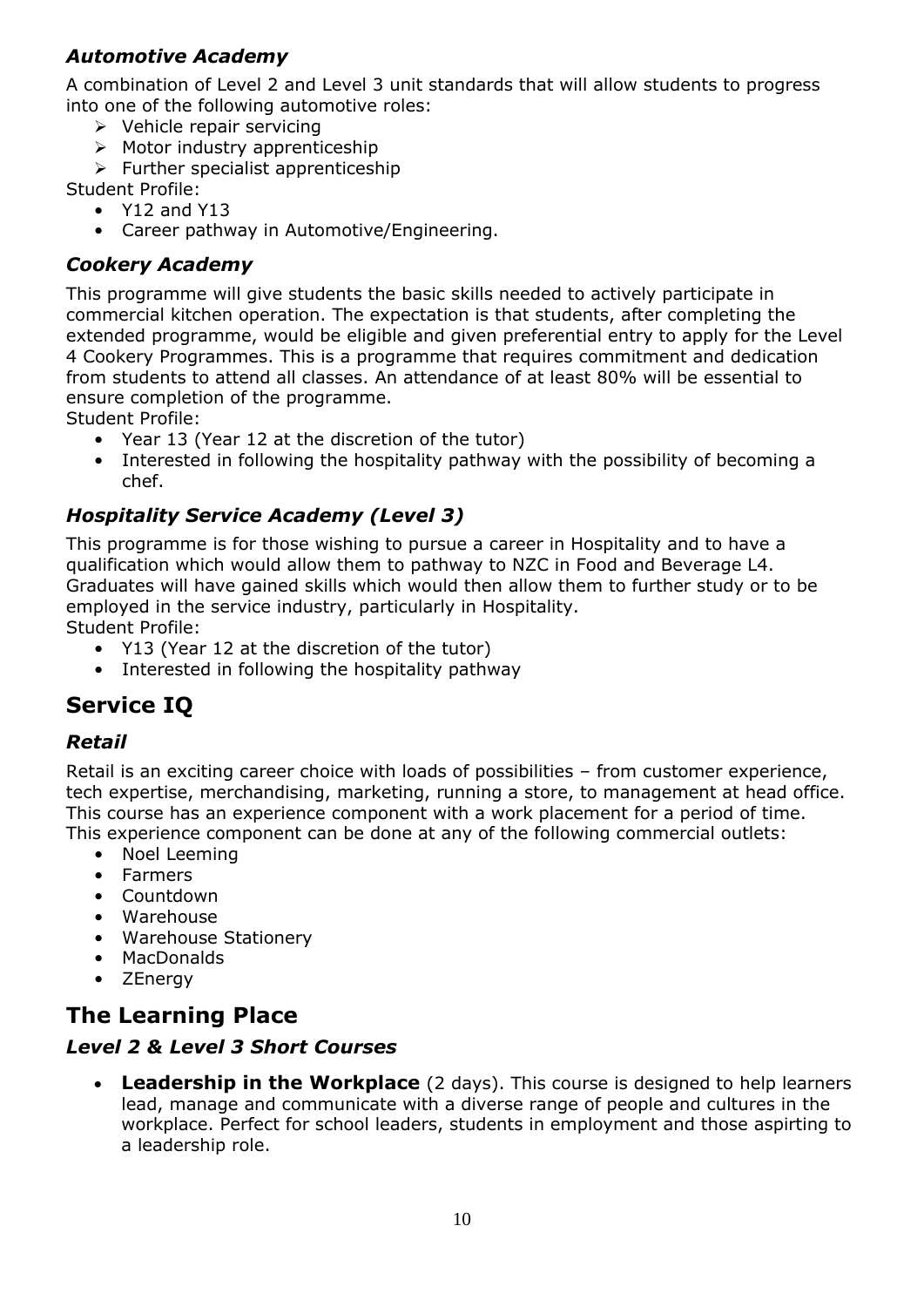### *Automotive Academy*

A combination of Level 2 and Level 3 unit standards that will allow students to progress into one of the following automotive roles:

- Vehicle repair servicing
- Motor industry apprenticeship
- Further specialist apprenticeship

Student Profile:

- Y12 and Y13
- Career pathway in Automotive/Engineering.

### *Cookery Academy*

This programme will give students the basic skills needed to actively participate in commercial kitchen operation. The expectation is that students, after completing the extended programme, would be eligible and given preferential entry to apply for the Level 4 Cookery Programmes. This is a programme that requires commitment and dedication from students to attend all classes. An attendance of at least 80% will be essential to ensure completion of the programme.

Student Profile:

- Year 13 (Year 12 at the discretion of the tutor)
- Interested in following the hospitality pathway with the possibility of becoming a chef.

### *Hospitality Service Academy (Level 3)*

This programme is for those wishing to pursue a career in Hospitality and to have a qualification which would allow them to pathway to NZC in Food and Beverage L4. Graduates will have gained skills which would then allow them to further study or to be employed in the service industry, particularly in Hospitality.

Student Profile:

- Y13 (Year 12 at the discretion of the tutor)
- Interested in following the hospitality pathway

## Service IQ

### *Retail*

Retail is an exciting career choice with loads of possibilities – from customer experience, tech expertise, merchandising, marketing, running a store, to management at head office. This course has an experience component with a work placement for a period of time. This experience component can be done at any of the following commercial outlets:

- Noel Leeming
- Farmers
- Countdown
- Warehouse
- Warehouse Stationery
- MacDonalds
- ZEnergy

## The Learning Place

### *Level 2 & Level 3 Short Courses*

- **Leadership in the Workplace** (2 days). This course is designed to help learners lead, manage and communicate with a diverse range of people and cultures in the workplace. Perfect for school leaders, students in employment and those aspirting to a leadership role.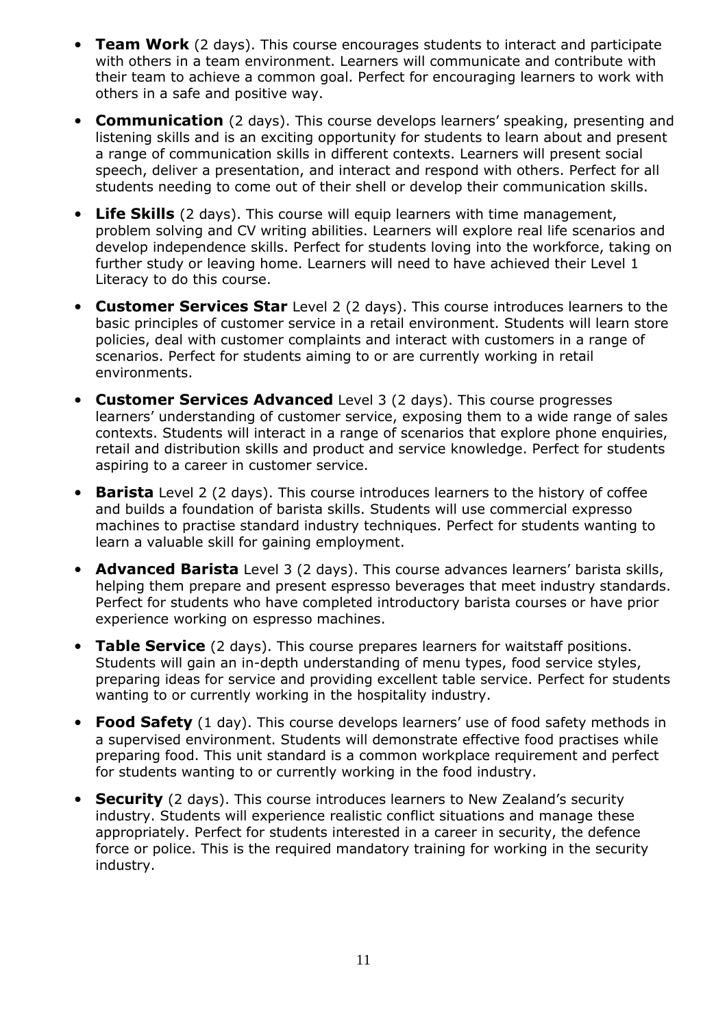- **Team Work** (2 days). This course encourages students to interact and participate with others in a team environment. Learners will communicate and contribute with their team to achieve a common goal. Perfect for encouraging learners to work with others in a safe and positive way.
- **Communication** (2 days). This course develops learners' speaking, presenting and listening skills and is an exciting opportunity for students to learn about and present a range of communication skills in different contexts. Learners will present social speech, deliver a presentation, and interact and respond with others. Perfect for all students needing to come out of their shell or develop their communication skills.
- **Life Skills** (2 days). This course will equip learners with time management, problem solving and CV writing abilities. Learners will explore real life scenarios and develop independence skills. Perfect for students loving into the workforce, taking on further study or leaving home. Learners will need to have achieved their Level 1 Literacy to do this course.
- **Customer Services Star** Level 2 (2 days). This course introduces learners to the basic principles of customer service in a retail environment. Students will learn store policies, deal with customer complaints and interact with customers in a range of scenarios. Perfect for students aiming to or are currently working in retail environments.
- **Customer Services Advanced** Level 3 (2 days). This course progresses learners' understanding of customer service, exposing them to a wide range of sales contexts. Students will interact in a range of scenarios that explore phone enquiries, retail and distribution skills and product and service knowledge. Perfect for students aspiring to a career in customer service.
- **Barista** Level 2 (2 days). This course introduces learners to the history of coffee and builds a foundation of barista skills. Students will use commercial expresso machines to practise standard industry techniques. Perfect for students wanting to learn a valuable skill for gaining employment.
- **Advanced Barista** Level 3 (2 days). This course advances learners' barista skills, helping them prepare and present espresso beverages that meet industry standards. Perfect for students who have completed introductory barista courses or have prior experience working on espresso machines.
- **Table Service** (2 days). This course prepares learners for waitstaff positions. Students will gain an in-depth understanding of menu types, food service styles, preparing ideas for service and providing excellent table service. Perfect for students wanting to or currently working in the hospitality industry.
- **Food Safety** (1 day). This course develops learners' use of food safety methods in a supervised environment. Students will demonstrate effective food practises while preparing food. This unit standard is a common workplace requirement and perfect for students wanting to or currently working in the food industry.
- **Security** (2 days). This course introduces learners to New Zealand's security industry. Students will experience realistic conflict situations and manage these appropriately. Perfect for students interested in a career in security, the defence force or police. This is the required mandatory training for working in the security industry.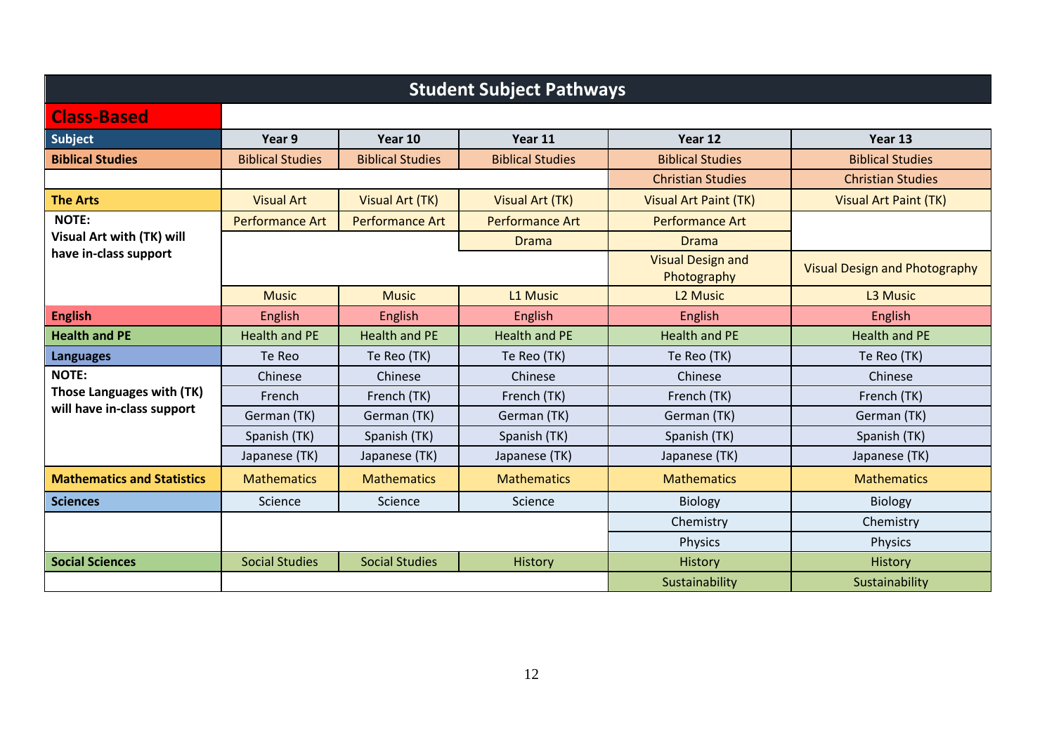# Student Subject Pathways

## Class-Based

| Subject | Year 9 | Year 10 | Year 11 | Year 12 | Year 13 |
|---|---|---|---|---|---|
| **Biblical Studies** | Biblical Studies | Biblical Studies | Biblical Studies | Biblical Studies | Biblical Studies |
| | | | | Christian Studies | Christian Studies |
| **The Arts** | Visual Art | Visual Art (TK) | Visual Art (TK) | Visual Art Paint (TK) | Visual Art Paint (TK) |
| **NOTE: Visual Art with (TK) will have in-class support** | Performance Art | Performance Art | Performance Art | Performance Art | |
| | | | Drama | Drama | |
| | | | | Visual Design and Photography | Visual Design and Photography |
| | Music | Music | L1 Music | L2 Music | L3 Music |
| **English** | English | English | English | English | English |
| **Health and PE** | Health and PE | Health and PE | Health and PE | Health and PE | Health and PE |
| **Languages** | Te Reo | Te Reo (TK) | Te Reo (TK) | Te Reo (TK) | Te Reo (TK) |
| **NOTE: Those Languages with (TK) will have in-class support** | Chinese | Chinese | Chinese | Chinese | Chinese |
| | French | French (TK) | French (TK) | French (TK) | French (TK) |
| | German (TK) | German (TK) | German (TK) | German (TK) | German (TK) |
| | Spanish (TK) | Spanish (TK) | Spanish (TK) | Spanish (TK) | Spanish (TK) |
| | Japanese (TK) | Japanese (TK) | Japanese (TK) | Japanese (TK) | Japanese (TK) |
| **Mathematics and Statistics** | Mathematics | Mathematics | Mathematics | Mathematics | Mathematics |
| **Sciences** | Science | Science | Science | Biology | Biology |
| | | | | Chemistry | Chemistry |
| | | | | Physics | Physics |
| **Social Sciences** | Social Studies | Social Studies | History | History | History |
| | | | | Sustainability | Sustainability |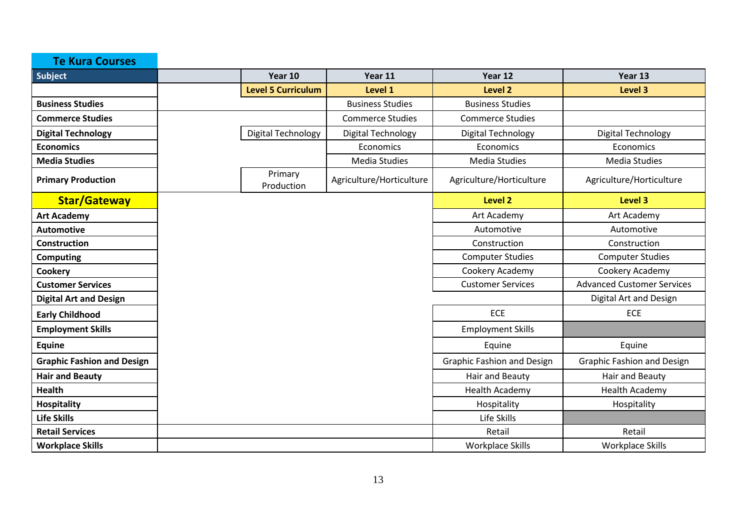| Te Kura Courses | | | | | |
|---|---|---|---|---|---|
| **Subject** | | **Year 10** | **Year 11** | **Year 12** | **Year 13** |
| | | **Level 5 Curriculum** | **Level 1** | **Level 2** | **Level 3** |
| **Business Studies** | | | Business Studies | Business Studies | |
| **Commerce Studies** | | | Commerce Studies | Commerce Studies | |
| **Digital Technology** | | Digital Technology | Digital Technology | Digital Technology | Digital Technology |
| **Economics** | | | Economics | Economics | Economics |
| **Media Studies** | | | Media Studies | Media Studies | Media Studies |
| **Primary Production** | | Primary Production | Agriculture/Horticulture | Agriculture/Horticulture | Agriculture/Horticulture |
| **Star/Gateway** | | | | **Level 2** | **Level 3** |
| **Art Academy** | | | | Art Academy | Art Academy |
| **Automotive** | | | | Automotive | Automotive |
| **Construction** | | | | Construction | Construction |
| **Computing** | | | | Computer Studies | Computer Studies |
| **Cookery** | | | | Cookery Academy | Cookery Academy |
| **Customer Services** | | | | Customer Services | Advanced Customer Services |
| **Digital Art and Design** | | | | | Digital Art and Design |
| **Early Childhood** | | | | ECE | ECE |
| **Employment Skills** | | | | Employment Skills | |
| **Equine** | | | | Equine | Equine |
| **Graphic Fashion and Design** | | | | Graphic Fashion and Design | Graphic Fashion and Design |
| **Hair and Beauty** | | | | Hair and Beauty | Hair and Beauty |
| **Health** | | | | Health Academy | Health Academy |
| **Hospitality** | | | | Hospitality | Hospitality |
| **Life Skills** | | | | Life Skills | |
| **Retail Services** | | | | Retail | Retail |
| **Workplace Skills** | | | | Workplace Skills | Workplace Skills |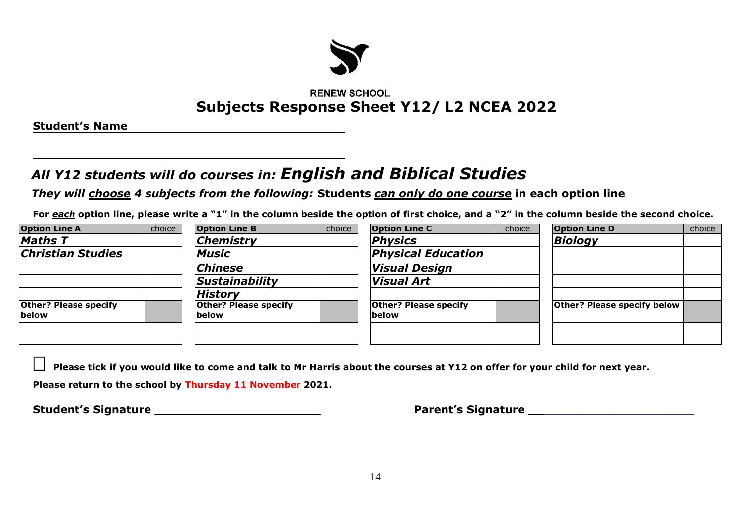RENEW SCHOOL

# Subjects Response Sheet Y12/ L2 NCEA 2022

**Student's Name**

| |
|---|
| |

## *All Y12 students will do courses in: English and Biblical Studies*

***They will <u>choose</u> 4 subjects from the following:*** **Students *<u>can only do one course</u>* in each option line**

**For *<u>each</u>* option line, please write a "1" in the column beside the option of first choice, and a "2" in the column beside the second choice.**

| Option Line A | choice |
|---|---|
| ***Maths T*** | |
| ***Christian Studies*** | |
| | |
| | |
| | |
| **Other? Please specify below** | |
| | |

| Option Line B | choice |
|---|---|
| ***Chemistry*** | |
| ***Music*** | |
| ***Chinese*** | |
| ***Sustainability*** | |
| ***History*** | |
| **Other? Please specify below** | |
| | |

| Option Line C | choice |
|---|---|
| ***Physics*** | |
| ***Physical Education*** | |
| ***Visual Design*** | |
| ***Visual Art*** | |
| | |
| **Other? Please specify below** | |
| | |

| Option Line D | choice |
|---|---|
| ***Biology*** | |
| | |
| | |
| | |
| | |
| **Other? Please specify below** | |
| | |

☐ **Please tick if you would like to come and talk to Mr Harris about the courses at Y12 on offer for your child for next year.**

**Please return to the school by Thursday 11 November 2021.**

**Student's Signature ______________________**

**Parent's Signature ______________________**